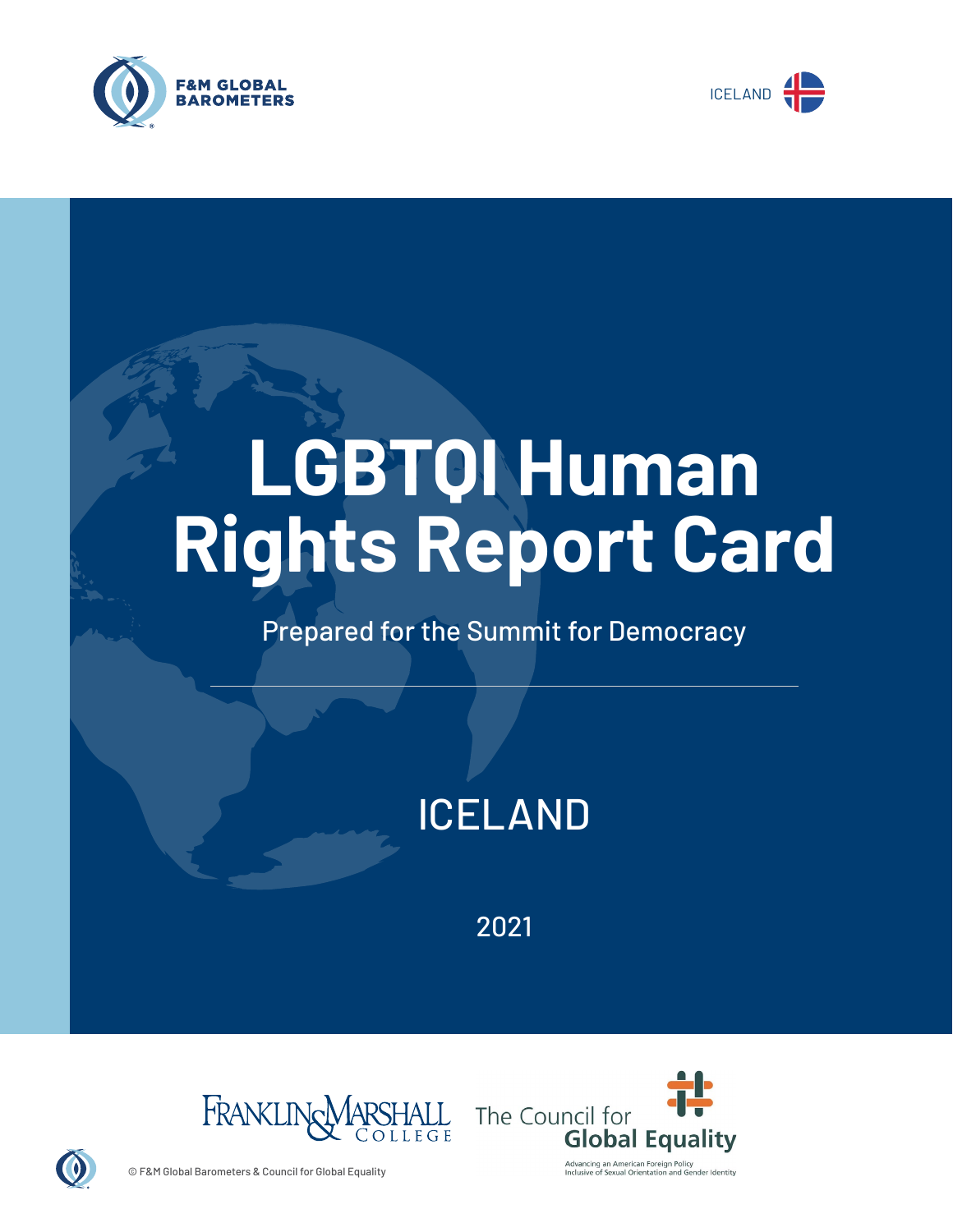F&M GLOBAL BAROMETERS

ICELAND

# LGBTQI Human Rights Report Card

Prepared for the Summit for Democracy

## ICELAND

2021

Franklin & Marshall College

The Council for Global Equality

Advancing an American Foreign Policy Inclusive of Sexual Orientation and Gender Identity

© F&M Global Barometers & Council for Global Equality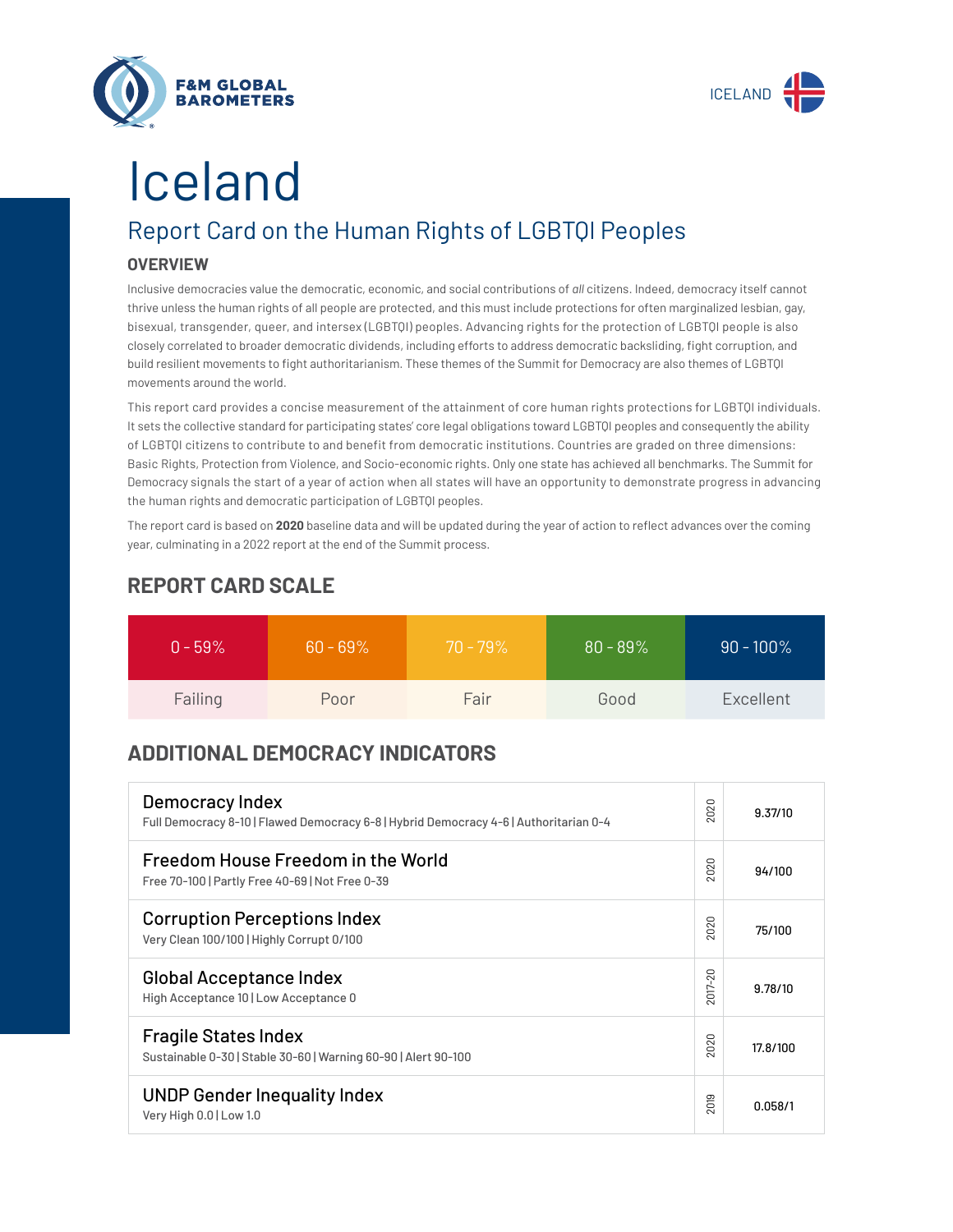F&M GLOBAL BAROMETERS

ICELAND

# Iceland

## Report Card on the Human Rights of LGBTQI Peoples

### OVERVIEW

Inclusive democracies value the democratic, economic, and social contributions of *all* citizens. Indeed, democracy itself cannot thrive unless the human rights of all people are protected, and this must include protections for often marginalized lesbian, gay, bisexual, transgender, queer, and intersex (LGBTQI) peoples. Advancing rights for the protection of LGBTQI people is also closely correlated to broader democratic dividends, including efforts to address democratic backsliding, fight corruption, and build resilient movements to fight authoritarianism. These themes of the Summit for Democracy are also themes of LGBTQI movements around the world.

This report card provides a concise measurement of the attainment of core human rights protections for LGBTQI individuals. It sets the collective standard for participating states' core legal obligations toward LGBTQI peoples and consequently the ability of LGBTQI citizens to contribute to and benefit from democratic institutions. Countries are graded on three dimensions: Basic Rights, Protection from Violence, and Socio-economic rights. Only one state has achieved all benchmarks. The Summit for Democracy signals the start of a year of action when all states will have an opportunity to demonstrate progress in advancing the human rights and democratic participation of LGBTQI peoples.

The report card is based on **2020** baseline data and will be updated during the year of action to reflect advances over the coming year, culminating in a 2022 report at the end of the Summit process.

### REPORT CARD SCALE

| 0 - 59% | 60 - 69% | 70 - 79% | 80 - 89% | 90 - 100% |
|---|---|---|---|---|
| Failing | Poor | Fair | Good | Excellent |

### ADDITIONAL DEMOCRACY INDICATORS

| Indicator | Year | Score |
|---|---|---|
| Democracy Index<br>Full Democracy 8-10 \| Flawed Democracy 6-8 \| Hybrid Democracy 4-6 \| Authoritarian 0-4 | 2020 | 9.37/10 |
| Freedom House Freedom in the World<br>Free 70-100 \| Partly Free 40-69 \| Not Free 0-39 | 2020 | 94/100 |
| Corruption Perceptions Index<br>Very Clean 100/100 \| Highly Corrupt 0/100 | 2020 | 75/100 |
| Global Acceptance Index<br>High Acceptance 10 \| Low Acceptance 0 | 2017-20 | 9.78/10 |
| Fragile States Index<br>Sustainable 0-30 \| Stable 30-60 \| Warning 60-90 \| Alert 90-100 | 2020 | 17.8/100 |
| UNDP Gender Inequality Index<br>Very High 0.0 \| Low 1.0 | 2019 | 0.058/1 |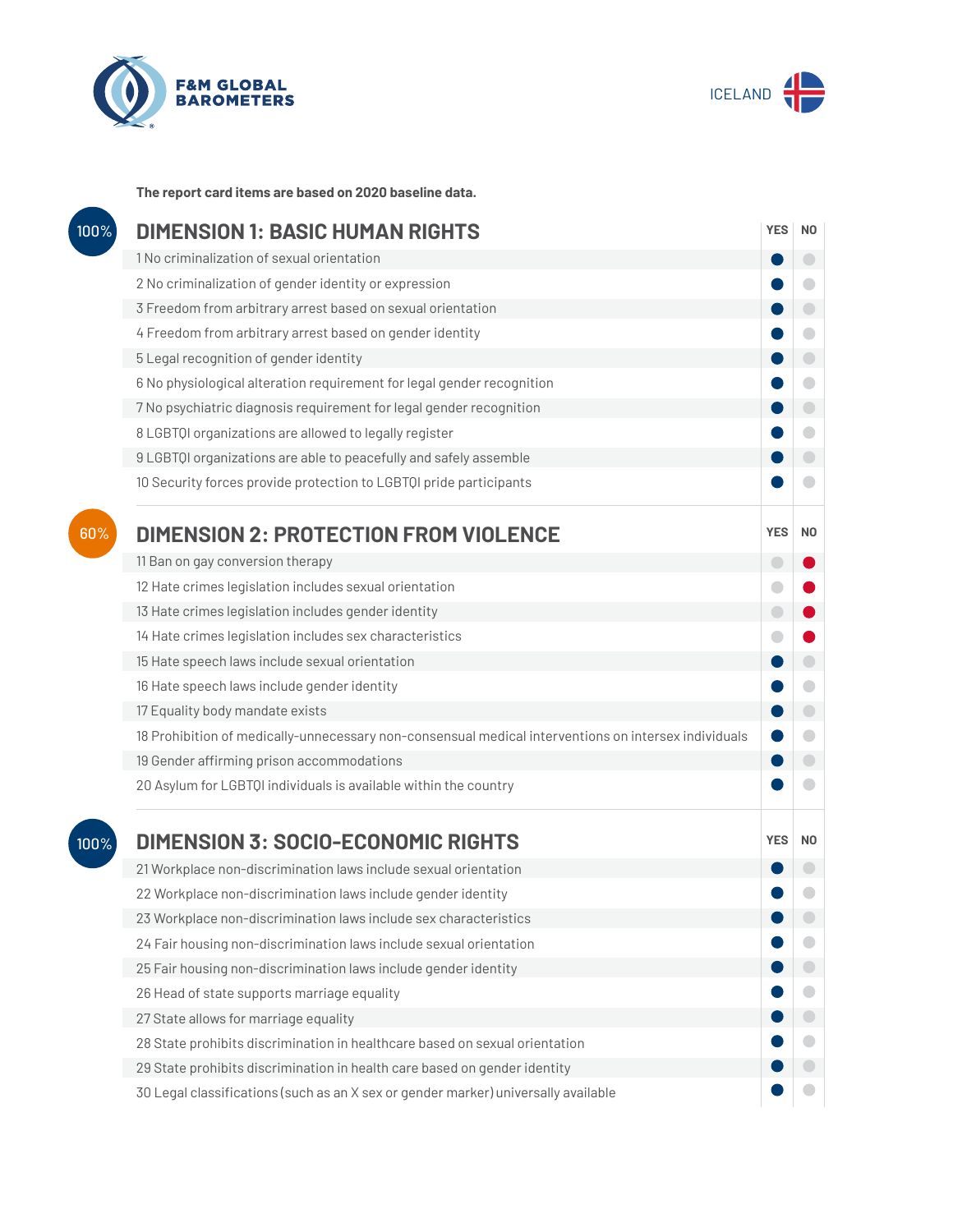F&M GLOBAL BAROMETERS

ICELAND

**The report card items are based on 2020 baseline data.**

## DIMENSION 1: BASIC HUMAN RIGHTS

100%

| Item | YES | NO |
|---|---|---|
| 1 No criminalization of sexual orientation | ● | |
| 2 No criminalization of gender identity or expression | ● | |
| 3 Freedom from arbitrary arrest based on sexual orientation | ● | |
| 4 Freedom from arbitrary arrest based on gender identity | ● | |
| 5 Legal recognition of gender identity | ● | |
| 6 No physiological alteration requirement for legal gender recognition | ● | |
| 7 No psychiatric diagnosis requirement for legal gender recognition | ● | |
| 8 LGBTQI organizations are allowed to legally register | ● | |
| 9 LGBTQI organizations are able to peacefully and safely assemble | ● | |
| 10 Security forces provide protection to LGBTQI pride participants | ● | |

## DIMENSION 2: PROTECTION FROM VIOLENCE

60%

| Item | YES | NO |
|---|---|---|
| 11 Ban on gay conversion therapy | | ● |
| 12 Hate crimes legislation includes sexual orientation | | ● |
| 13 Hate crimes legislation includes gender identity | | ● |
| 14 Hate crimes legislation includes sex characteristics | | ● |
| 15 Hate speech laws include sexual orientation | ● | |
| 16 Hate speech laws include gender identity | ● | |
| 17 Equality body mandate exists | ● | |
| 18 Prohibition of medically-unnecessary non-consensual medical interventions on intersex individuals | ● | |
| 19 Gender affirming prison accommodations | ● | |
| 20 Asylum for LGBTQI individuals is available within the country | ● | |

## DIMENSION 3: SOCIO-ECONOMIC RIGHTS

100%

| Item | YES | NO |
|---|---|---|
| 21 Workplace non-discrimination laws include sexual orientation | ● | |
| 22 Workplace non-discrimination laws include gender identity | ● | |
| 23 Workplace non-discrimination laws include sex characteristics | ● | |
| 24 Fair housing non-discrimination laws include sexual orientation | ● | |
| 25 Fair housing non-discrimination laws include gender identity | ● | |
| 26 Head of state supports marriage equality | ● | |
| 27 State allows for marriage equality | ● | |
| 28 State prohibits discrimination in healthcare based on sexual orientation | ● | |
| 29 State prohibits discrimination in health care based on gender identity | ● | |
| 30 Legal classifications (such as an X sex or gender marker) universally available | ● | |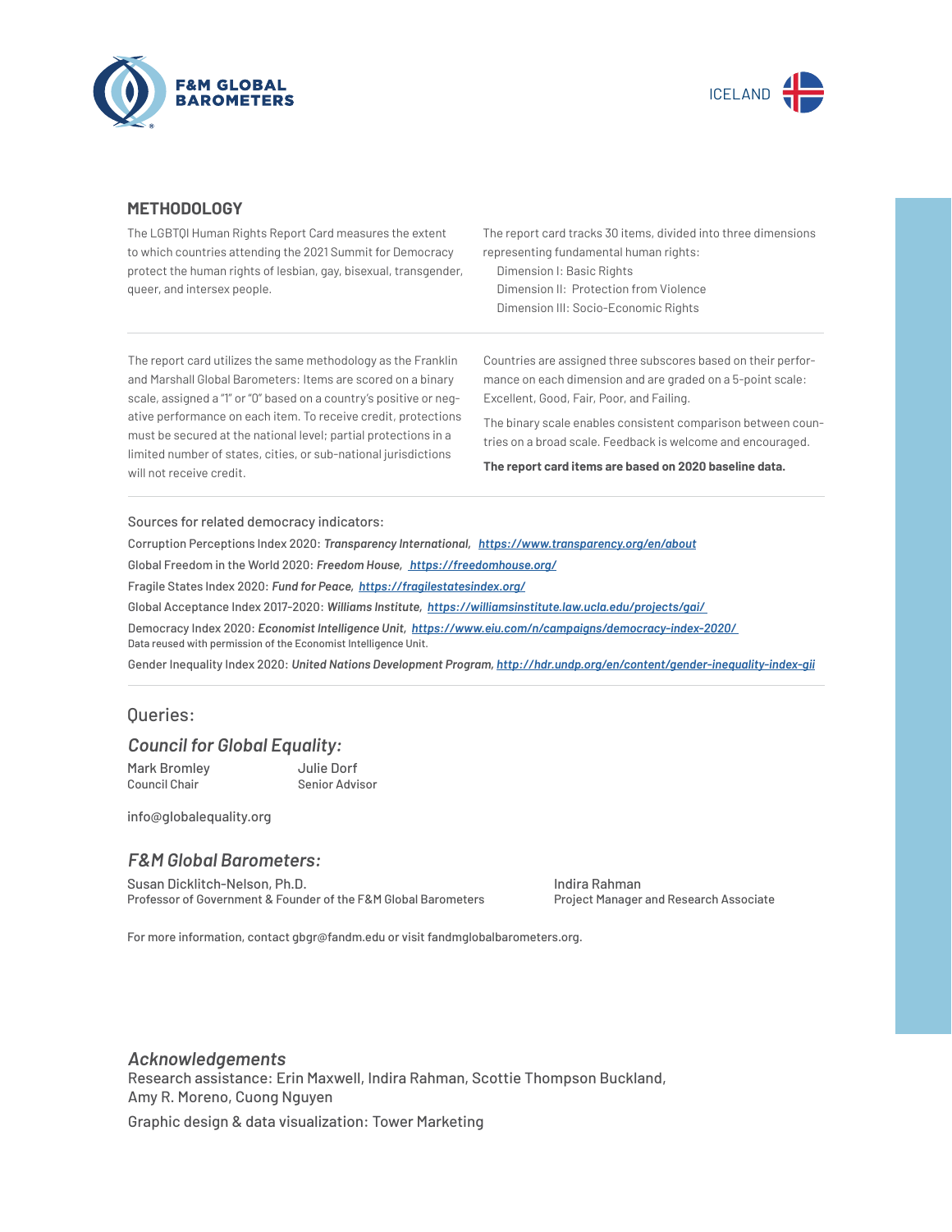F&M GLOBAL BAROMETERS

ICELAND

## METHODOLOGY

The LGBTQI Human Rights Report Card measures the extent to which countries attending the 2021 Summit for Democracy protect the human rights of lesbian, gay, bisexual, transgender, queer, and intersex people.

The report card tracks 30 items, divided into three dimensions representing fundamental human rights:

- Dimension I: Basic Rights
- Dimension II: Protection from Violence
- Dimension III: Socio-Economic Rights

The report card utilizes the same methodology as the Franklin and Marshall Global Barometers: Items are scored on a binary scale, assigned a "1" or "0" based on a country's positive or negative performance on each item. To receive credit, protections must be secured at the national level; partial protections in a limited number of states, cities, or sub-national jurisdictions will not receive credit.

Countries are assigned three subscores based on their performance on each dimension and are graded on a 5-point scale: Excellent, Good, Fair, Poor, and Failing.

The binary scale enables consistent comparison between countries on a broad scale. Feedback is welcome and encouraged.

**The report card items are based on 2020 baseline data.**

Sources for related democracy indicators:

Corruption Perceptions Index 2020: ***Transparency International,*** ***https://www.transparency.org/en/about***

Global Freedom in the World 2020: ***Freedom House,*** ***https://freedomhouse.org/***

Fragile States Index 2020: ***Fund for Peace,*** ***https://fragilestatesindex.org/***

Global Acceptance Index 2017-2020: ***Williams Institute,*** ***https://williamsinstitute.law.ucla.edu/projects/gai/***

Democracy Index 2020: ***Economist Intelligence Unit,*** ***https://www.eiu.com/n/campaigns/democracy-index-2020/***
Data reused with permission of the Economist Intelligence Unit.

Gender Inequality Index 2020: ***United Nations Development Program,*** ***http://hdr.undp.org/en/content/gender-inequality-index-gii***

## Queries:

### *Council for Global Equality:*

Mark Bromley
Council Chair

Julie Dorf
Senior Advisor

info@globalequality.org

### *F&M Global Barometers:*

Susan Dicklitch-Nelson, Ph.D.
Professor of Government & Founder of the F&M Global Barometers

Indira Rahman
Project Manager and Research Associate

For more information, contact gbgr@fandm.edu or visit fandmglobalbarometers.org.

### *Acknowledgements*

Research assistance: Erin Maxwell, Indira Rahman, Scottie Thompson Buckland, Amy R. Moreno, Cuong Nguyen

Graphic design & data visualization: Tower Marketing